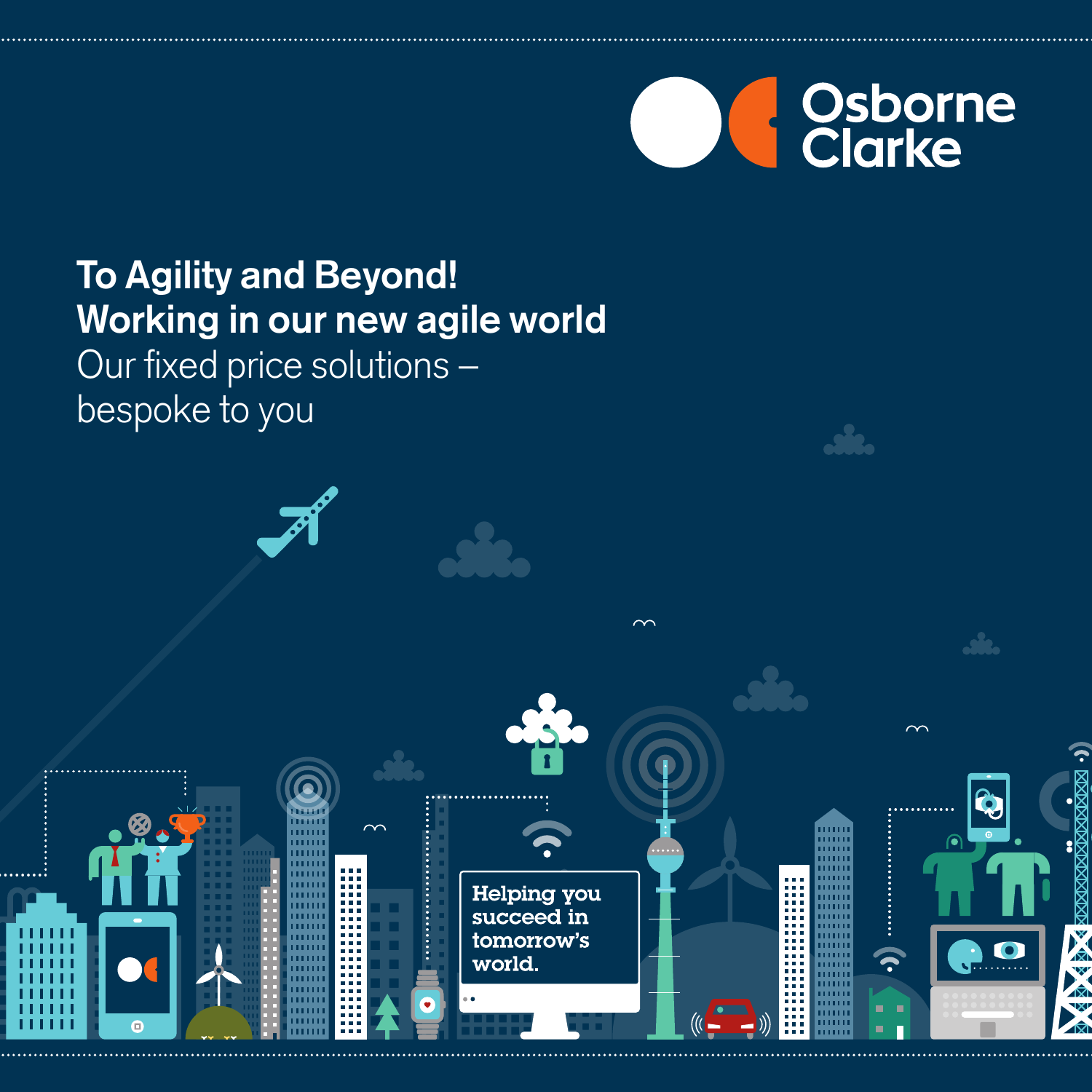Osborne Clarke

# To Agility and Beyond!
## Working in our new agile world

Our fixed price solutions – bespoke to you

Helping you succeed in tomorrow's world.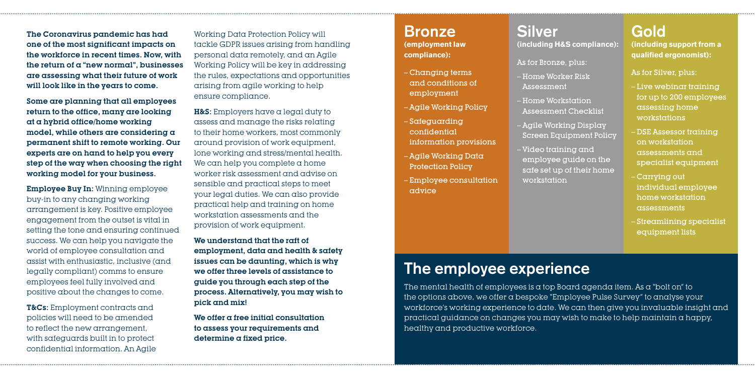**The Coronavirus pandemic has had one of the most significant impacts on the workforce in recent times. Now, with the return of a "new normal", businesses are assessing what their future of work will look like in the years to come.**

**Some are planning that all employees return to the office, many are looking at a hybrid office/home working model, while others are considering a permanent shift to remote working. Our experts are on hand to help you every step of the way when choosing the right working model for your business.**

**Employee Buy In:** Winning employee buy-in to any changing working arrangement is key. Positive employee engagement from the outset is vital in setting the tone and ensuring continued success. We can help you navigate the world of employee consultation and assist with enthusiastic, inclusive (and legally compliant) comms to ensure employees feel fully involved and positive about the changes to come.

**T&Cs:** Employment contracts and policies will need to be amended to reflect the new arrangement, with safeguards built in to protect confidential information. An Agile Working Data Protection Policy will tackle GDPR issues arising from handling personal data remotely, and an Agile Working Policy will be key in addressing the rules, expectations and opportunities arising from agile working to help ensure compliance.

**H&S:** Employers have a legal duty to assess and manage the risks relating to their home workers, most commonly around provision of work equipment, lone working and stress/mental health. We can help you complete a home worker risk assessment and advise on sensible and practical steps to meet your legal duties. We can also provide practical help and training on home workstation assessments and the provision of work equipment.

**We understand that the raft of employment, data and health & safety issues can be daunting, which is why we offer three levels of assistance to guide you through each step of the process. Alternatively, you may wish to pick and mix!**

**We offer a free initial consultation to assess your requirements and determine a fixed price.**

## Bronze

**(employment law compliance):**

- Changing terms and conditions of employment
- Agile Working Policy
- Safeguarding confidential information provisions
- Agile Working Data Protection Policy
- Employee consultation advice

## Silver

**(including H&S compliance):**

As for Bronze, plus:

- Home Worker Risk Assessment
- Home Workstation Assessment Checklist
- Agile Working Display Screen Equipment Policy
- Video training and employee guide on the safe set up of their home workstation

## Gold

**(including support from a qualified ergonomist):**

As for Silver, plus:

- Live webinar training for up to 200 employees assessing home workstations
- DSE Assessor training on workstation assessments and specialist equipment
- Carrying out individual employee home workstation assessments
- Streamlining specialist equipment lists

## The employee experience

The mental health of employees is a top Board agenda item. As a "bolt on" to the options above, we offer a bespoke "Employee Pulse Survey" to analyse your workforce's working experience to date. We can then give you invaluable insight and practical guidance on changes you may wish to make to help maintain a happy, healthy and productive workforce.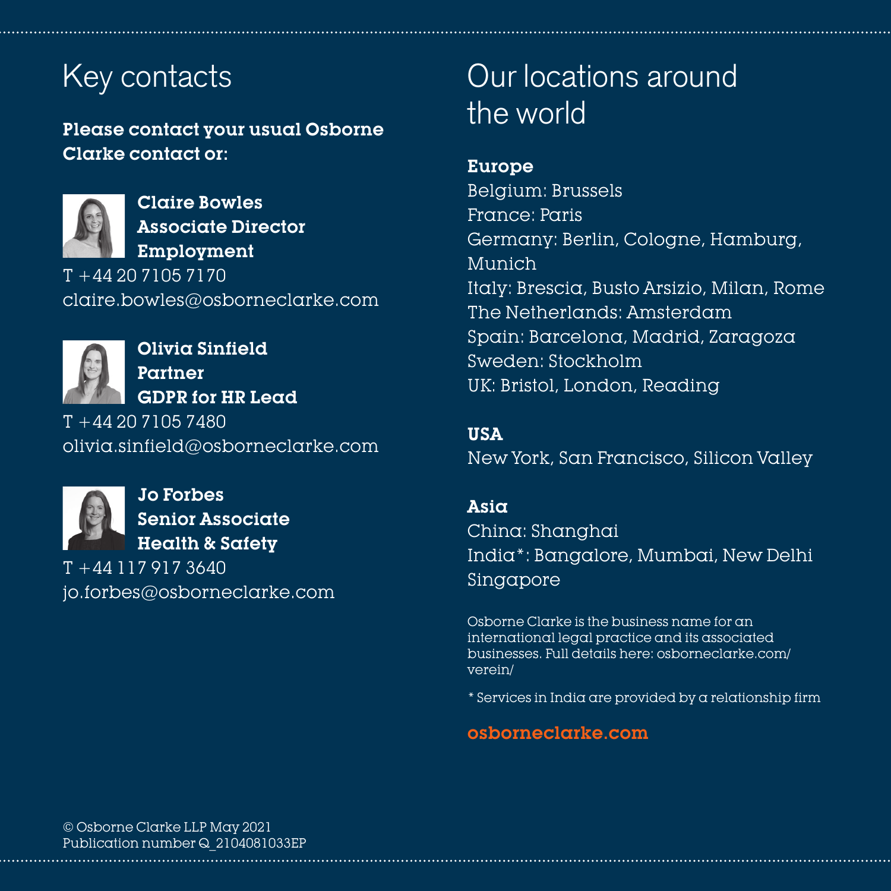## Key contacts

**Please contact your usual Osborne Clarke contact or:**

**Claire Bowles**
**Associate Director**
**Employment**
T +44 20 7105 7170
claire.bowles@osborneclarke.com

**Olivia Sinfield**
**Partner**
**GDPR for HR Lead**
T +44 20 7105 7480
olivia.sinfield@osborneclarke.com

**Jo Forbes**
**Senior Associate**
**Health & Safety**
T +44 117 917 3640
jo.forbes@osborneclarke.com

## Our locations around the world

**Europe**
Belgium: Brussels
France: Paris
Germany: Berlin, Cologne, Hamburg, Munich
Italy: Brescia, Busto Arsizio, Milan, Rome
The Netherlands: Amsterdam
Spain: Barcelona, Madrid, Zaragoza
Sweden: Stockholm
UK: Bristol, London, Reading

**USA**
New York, San Francisco, Silicon Valley

**Asia**
China: Shanghai
India*: Bangalore, Mumbai, New Delhi
Singapore

Osborne Clarke is the business name for an international legal practice and its associated businesses. Full details here: osborneclarke.com/verein/

* Services in India are provided by a relationship firm

**osborneclarke.com**

© Osborne Clarke LLP May 2021
Publication number Q_2104081033EP